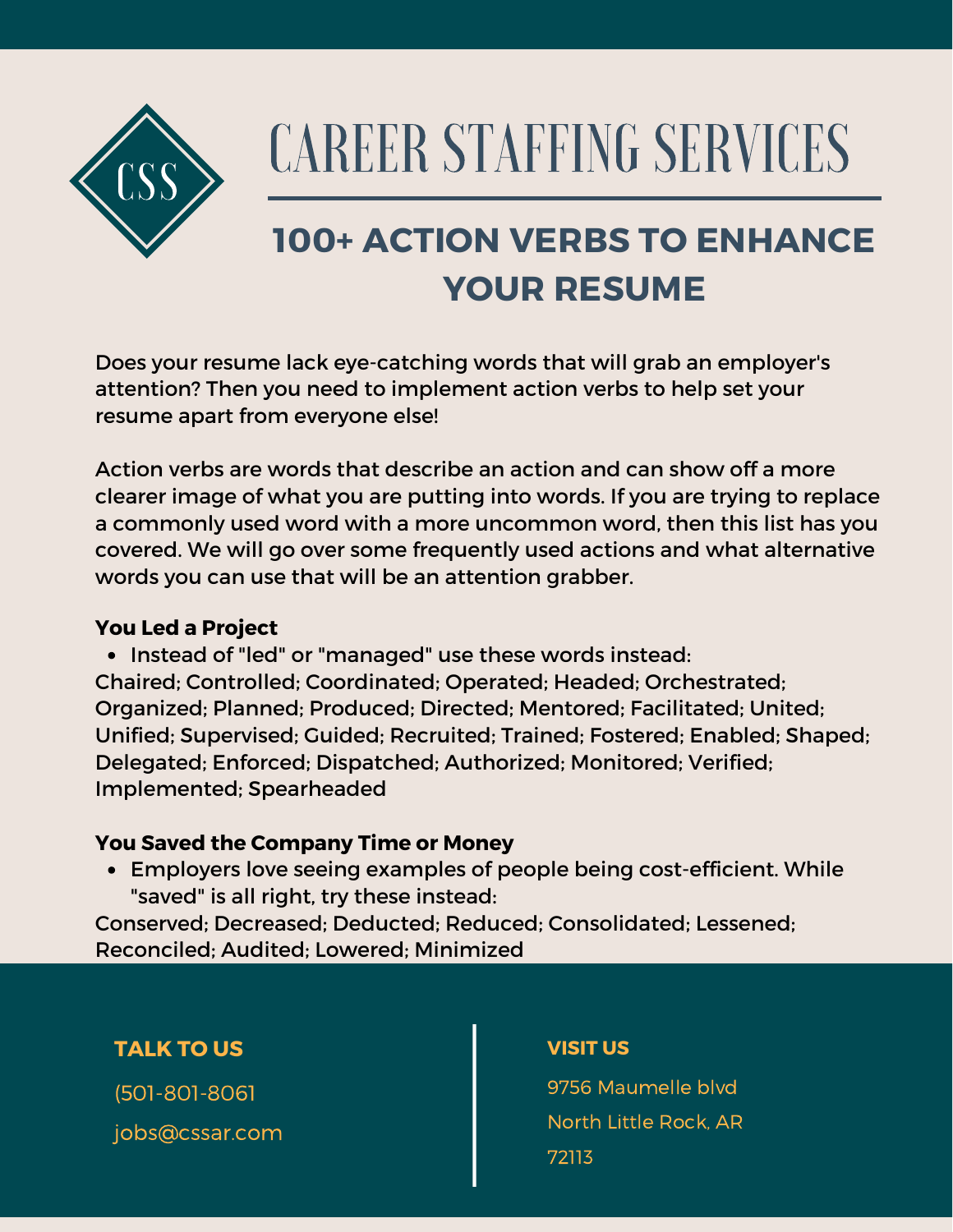CSS

# CAREER STAFFING SERVICES

## 100+ ACTION VERBS TO ENHANCE YOUR RESUME

Does your resume lack eye-catching words that will grab an employer's attention? Then you need to implement action verbs to help set your resume apart from everyone else!

Action verbs are words that describe an action and can show off a more clearer image of what you are putting into words. If you are trying to replace a commonly used word with a more uncommon word, then this list has you covered. We will go over some frequently used actions and what alternative words you can use that will be an attention grabber.

**You Led a Project**

- Instead of "led" or "managed" use these words instead:

Chaired; Controlled; Coordinated; Operated; Headed; Orchestrated; Organized; Planned; Produced; Directed; Mentored; Facilitated; United; Unified; Supervised; Guided; Recruited; Trained; Fostered; Enabled; Shaped; Delegated; Enforced; Dispatched; Authorized; Monitored; Verified; Implemented; Spearheaded

**You Saved the Company Time or Money**

- Employers love seeing examples of people being cost-efficient. While "saved" is all right, try these instead:

Conserved; Decreased; Deducted; Reduced; Consolidated; Lessened; Reconciled; Audited; Lowered; Minimized

**TALK TO US**

(501-801-8061

jobs@cssar.com

**VISIT US**

9756 Maumelle blvd

North Little Rock, AR

72113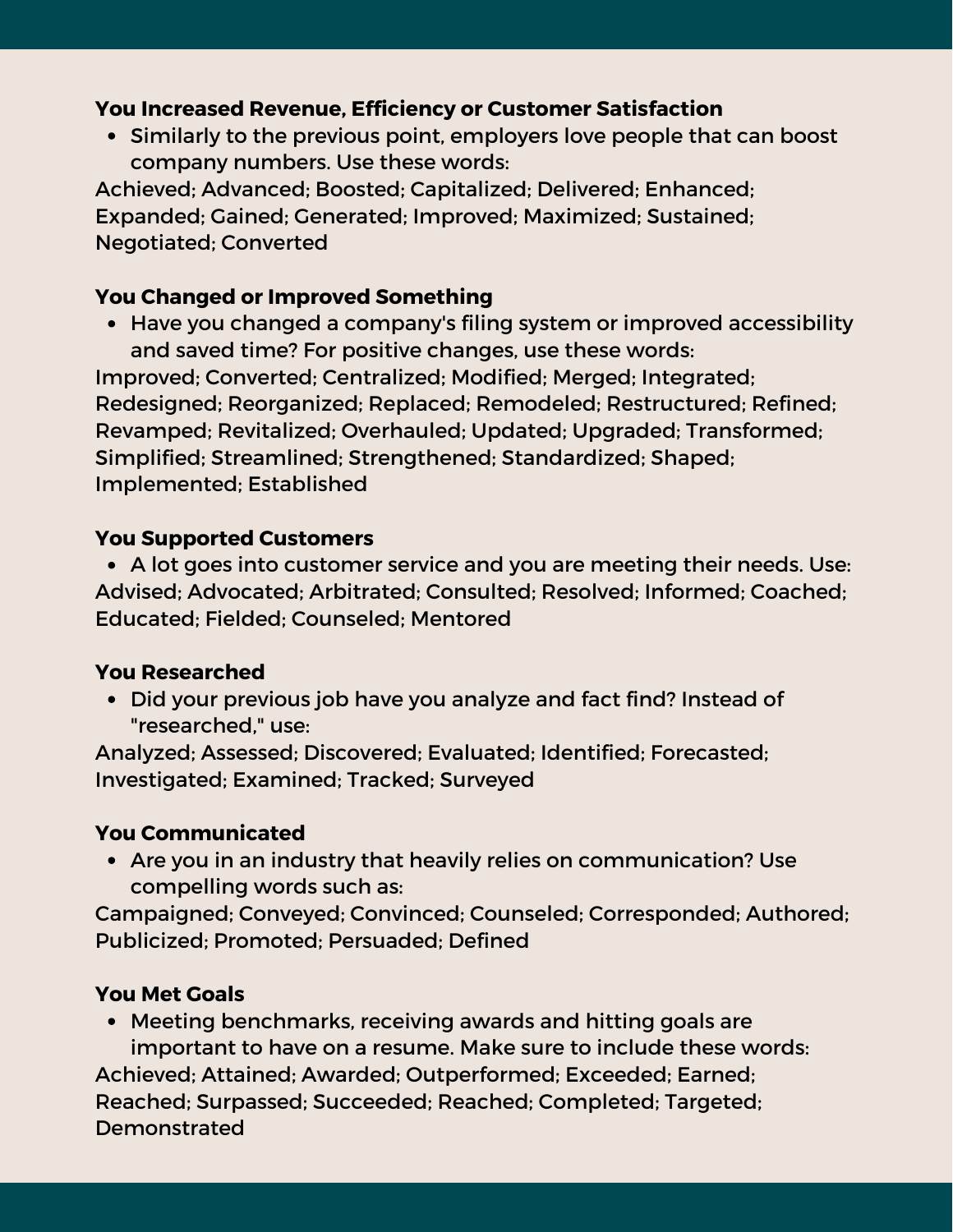**You Increased Revenue, Efficiency or Customer Satisfaction**

- Similarly to the previous point, employers love people that can boost company numbers. Use these words:

Achieved; Advanced; Boosted; Capitalized; Delivered; Enhanced; Expanded; Gained; Generated; Improved; Maximized; Sustained; Negotiated; Converted

**You Changed or Improved Something**

- Have you changed a company's filing system or improved accessibility and saved time? For positive changes, use these words:

Improved; Converted; Centralized; Modified; Merged; Integrated; Redesigned; Reorganized; Replaced; Remodeled; Restructured; Refined; Revamped; Revitalized; Overhauled; Updated; Upgraded; Transformed; Simplified; Streamlined; Strengthened; Standardized; Shaped; Implemented; Established

**You Supported Customers**

- A lot goes into customer service and you are meeting their needs. Use:

Advised; Advocated; Arbitrated; Consulted; Resolved; Informed; Coached; Educated; Fielded; Counseled; Mentored

**You Researched**

- Did your previous job have you analyze and fact find? Instead of "researched," use:

Analyzed; Assessed; Discovered; Evaluated; Identified; Forecasted; Investigated; Examined; Tracked; Surveyed

**You Communicated**

- Are you in an industry that heavily relies on communication? Use compelling words such as:

Campaigned; Conveyed; Convinced; Counseled; Corresponded; Authored; Publicized; Promoted; Persuaded; Defined

**You Met Goals**

- Meeting benchmarks, receiving awards and hitting goals are important to have on a resume. Make sure to include these words:

Achieved; Attained; Awarded; Outperformed; Exceeded; Earned; Reached; Surpassed; Succeeded; Reached; Completed; Targeted; Demonstrated